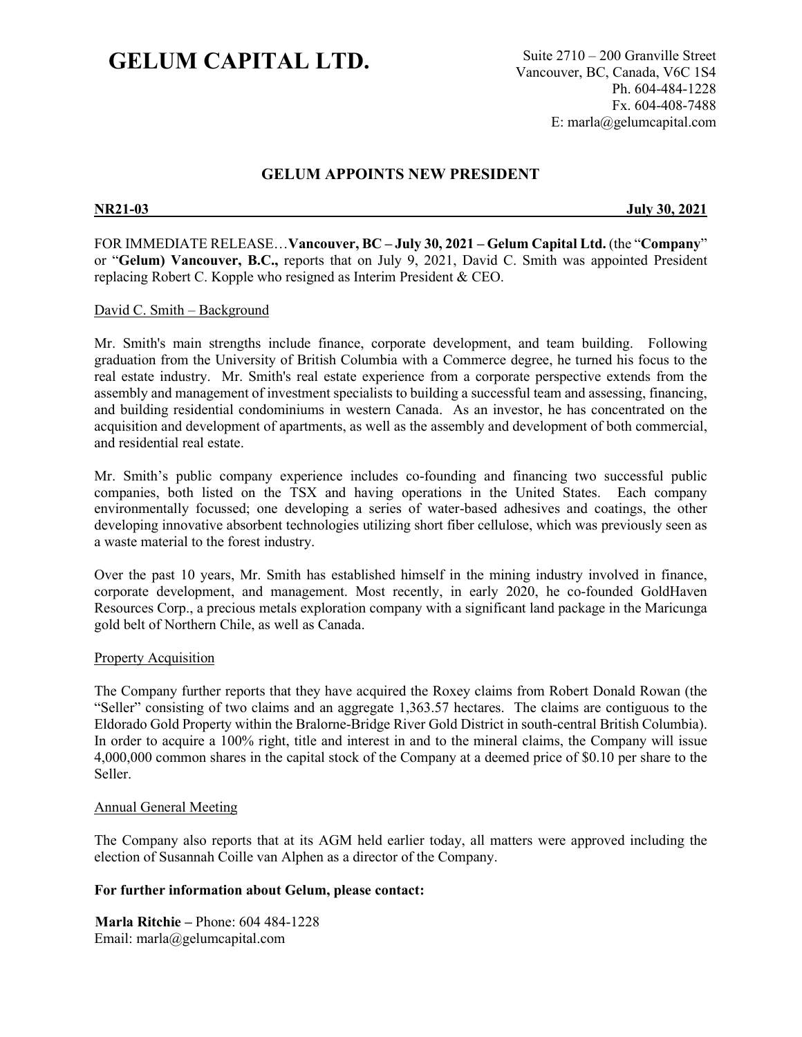# GELUM CAPITAL LTD.

Suite 2710 – 200 Granville Street
Vancouver, BC, Canada, V6C 1S4
Ph. 604-484-1228
Fx. 604-408-7488
E: marla@gelumcapital.com

## GELUM APPOINTS NEW PRESIDENT

**NR21-03** **July 30, 2021**

FOR IMMEDIATE RELEASE…**Vancouver, BC – July 30, 2021 – Gelum Capital Ltd.** (the "**Company**" or "**Gelum) Vancouver, B.C.,** reports that on July 9, 2021, David C. Smith was appointed President replacing Robert C. Kopple who resigned as Interim President & CEO.

David C. Smith – Background

Mr. Smith's main strengths include finance, corporate development, and team building. Following graduation from the University of British Columbia with a Commerce degree, he turned his focus to the real estate industry. Mr. Smith's real estate experience from a corporate perspective extends from the assembly and management of investment specialists to building a successful team and assessing, financing, and building residential condominiums in western Canada. As an investor, he has concentrated on the acquisition and development of apartments, as well as the assembly and development of both commercial, and residential real estate.

Mr. Smith's public company experience includes co-founding and financing two successful public companies, both listed on the TSX and having operations in the United States. Each company environmentally focussed; one developing a series of water-based adhesives and coatings, the other developing innovative absorbent technologies utilizing short fiber cellulose, which was previously seen as a waste material to the forest industry.

Over the past 10 years, Mr. Smith has established himself in the mining industry involved in finance, corporate development, and management. Most recently, in early 2020, he co-founded GoldHaven Resources Corp., a precious metals exploration company with a significant land package in the Maricunga gold belt of Northern Chile, as well as Canada.

Property Acquisition

The Company further reports that they have acquired the Roxey claims from Robert Donald Rowan (the "Seller" consisting of two claims and an aggregate 1,363.57 hectares. The claims are contiguous to the Eldorado Gold Property within the Bralorne-Bridge River Gold District in south-central British Columbia). In order to acquire a 100% right, title and interest in and to the mineral claims, the Company will issue 4,000,000 common shares in the capital stock of the Company at a deemed price of $0.10 per share to the Seller.

Annual General Meeting

The Company also reports that at its AGM held earlier today, all matters were approved including the election of Susannah Coille van Alphen as a director of the Company.

**For further information about Gelum, please contact:**

**Marla Ritchie –** Phone: 604 484-1228
Email: marla@gelumcapital.com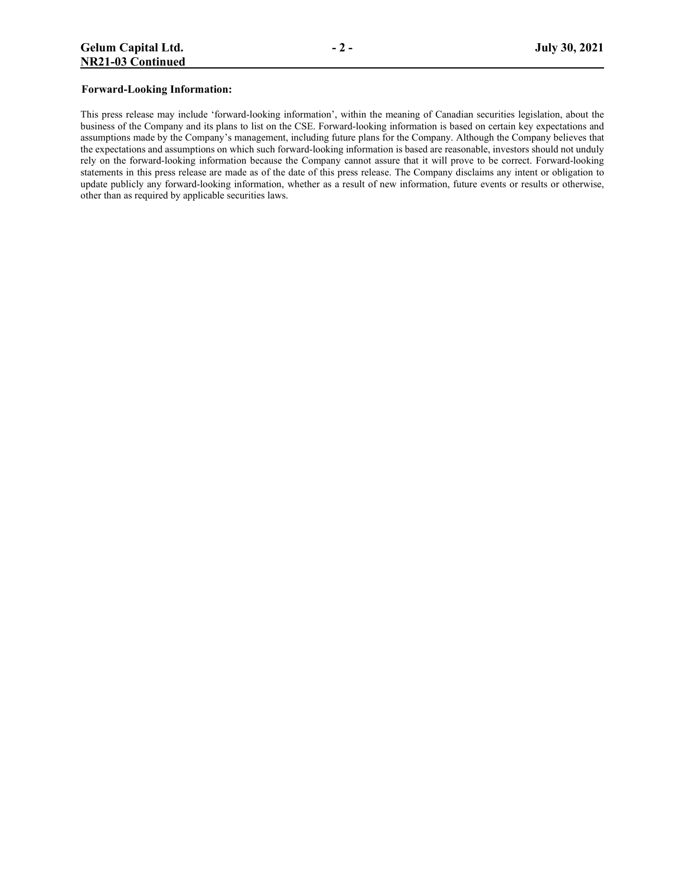**Forward-Looking Information:**

This press release may include 'forward-looking information', within the meaning of Canadian securities legislation, about the business of the Company and its plans to list on the CSE. Forward-looking information is based on certain key expectations and assumptions made by the Company's management, including future plans for the Company. Although the Company believes that the expectations and assumptions on which such forward-looking information is based are reasonable, investors should not unduly rely on the forward-looking information because the Company cannot assure that it will prove to be correct. Forward-looking statements in this press release are made as of the date of this press release. The Company disclaims any intent or obligation to update publicly any forward-looking information, whether as a result of new information, future events or results or otherwise, other than as required by applicable securities laws.